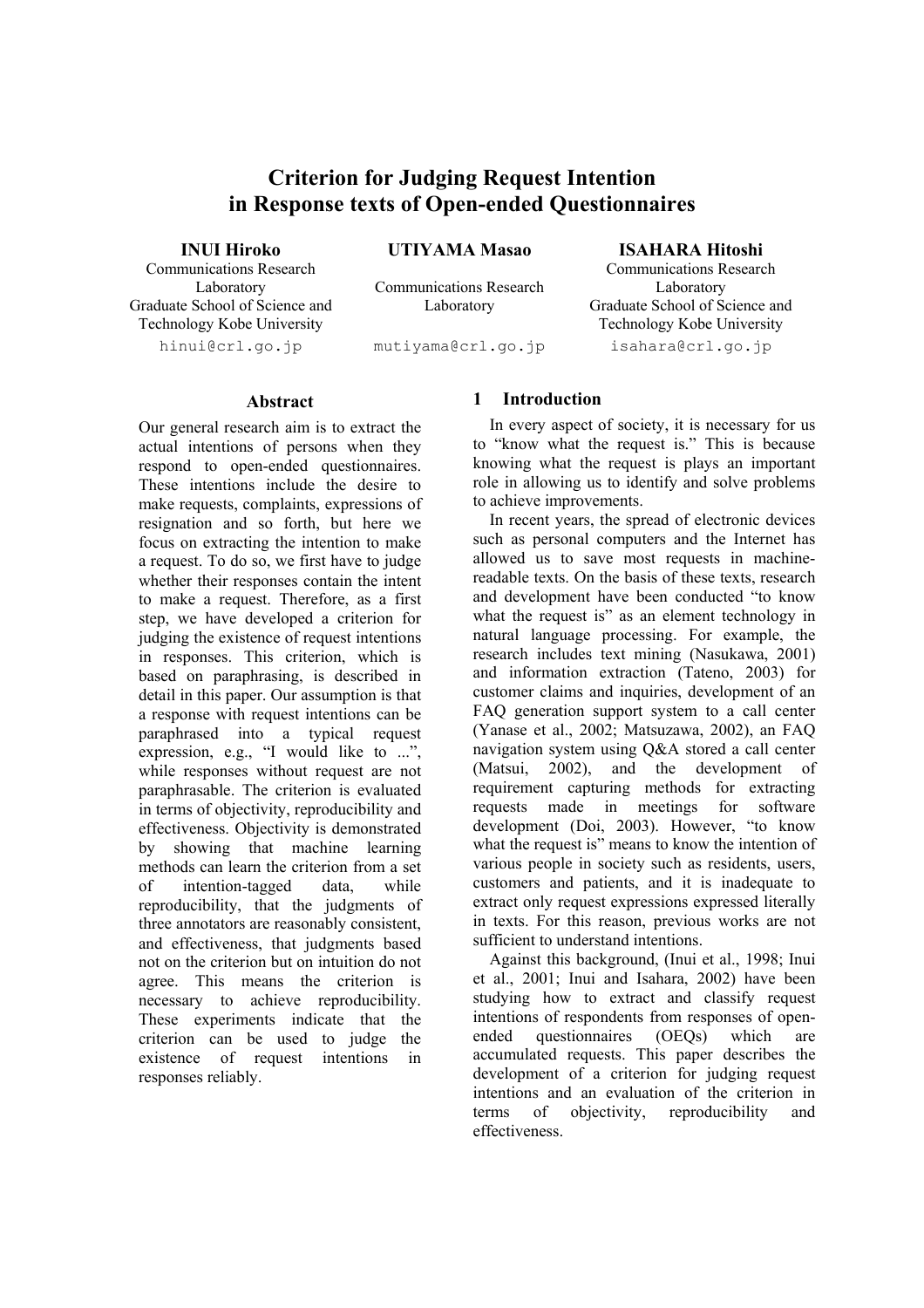# Criterion for Judging Request Intention in Response texts of Open-ended Questionnaires

**INUI Hiroko**
Communications Research Laboratory
Graduate School of Science and Technology Kobe University
hinui@crl.go.jp

**UTIYAMA Masao**
Communications Research Laboratory
mutiyama@crl.go.jp

**ISAHARA Hitoshi**
Communications Research Laboratory
Graduate School of Science and Technology Kobe University
isahara@crl.go.jp

## Abstract

Our general research aim is to extract the actual intentions of persons when they respond to open-ended questionnaires. These intentions include the desire to make requests, complaints, expressions of resignation and so forth, but here we focus on extracting the intention to make a request. To do so, we first have to judge whether their responses contain the intent to make a request. Therefore, as a first step, we have developed a criterion for judging the existence of request intentions in responses. This criterion, which is based on paraphrasing, is described in detail in this paper. Our assumption is that a response with request intentions can be paraphrased into a typical request expression, e.g., "I would like to ...", while responses without request are not paraphrasable. The criterion is evaluated in terms of objectivity, reproducibility and effectiveness. Objectivity is demonstrated by showing that machine learning methods can learn the criterion from a set of intention-tagged data, while reproducibility, that the judgments of three annotators are reasonably consistent, and effectiveness, that judgments based not on the criterion but on intuition do not agree. This means the criterion is necessary to achieve reproducibility. These experiments indicate that the criterion can be used to judge the existence of request intentions in responses reliably.

## 1 Introduction

In every aspect of society, it is necessary for us to "know what the request is." This is because knowing what the request is plays an important role in allowing us to identify and solve problems to achieve improvements.

In recent years, the spread of electronic devices such as personal computers and the Internet has allowed us to save most requests in machine-readable texts. On the basis of these texts, research and development have been conducted "to know what the request is" as an element technology in natural language processing. For example, the research includes text mining (Nasukawa, 2001) and information extraction (Tateno, 2003) for customer claims and inquiries, development of an FAQ generation support system to a call center (Yanase et al., 2002; Matsuzawa, 2002), an FAQ navigation system using Q&A stored a call center (Matsui, 2002), and the development of requirement capturing methods for extracting requests made in meetings for software development (Doi, 2003). However, "to know what the request is" means to know the intention of various people in society such as residents, users, customers and patients, and it is inadequate to extract only request expressions expressed literally in texts. For this reason, previous works are not sufficient to understand intentions.

Against this background, (Inui et al., 1998; Inui et al., 2001; Inui and Isahara, 2002) have been studying how to extract and classify request intentions of respondents from responses of open-ended questionnaires (OEQs) which are accumulated requests. This paper describes the development of a criterion for judging request intentions and an evaluation of the criterion in terms of objectivity, reproducibility and effectiveness.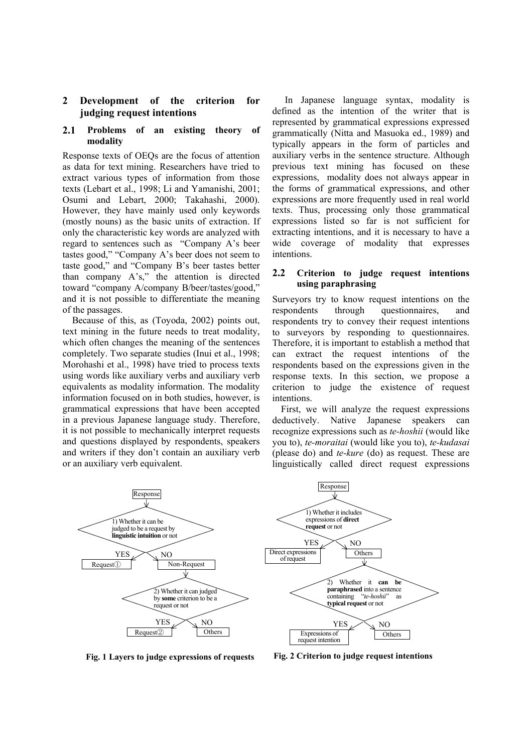## 2 Development of the criterion for judging request intentions

### 2.1 Problems of an existing theory of modality

Response texts of OEQs are the focus of attention as data for text mining. Researchers have tried to extract various types of information from those texts (Lebart et al., 1998; Li and Yamanishi, 2001; Osumi and Lebart, 2000; Takahashi, 2000). However, they have mainly used only keywords (mostly nouns) as the basic units of extraction. If only the characteristic key words are analyzed with regard to sentences such as "Company A's beer tastes good," "Company A's beer does not seem to taste good," and "Company B's beer tastes better than company A's," the attention is directed toward "company A/company B/beer/tastes/good," and it is not possible to differentiate the meaning of the passages.

Because of this, as (Toyoda, 2002) points out, text mining in the future needs to treat modality, which often changes the meaning of the sentences completely. Two separate studies (Inui et al., 1998; Morohashi et al., 1998) have tried to process texts using words like auxiliary verbs and auxiliary verb equivalents as modality information. The modality information focused on in both studies, however, is grammatical expressions that have been accepted in a previous Japanese language study. Therefore, it is not possible to mechanically interpret requests and questions displayed by respondents, speakers and writers if they don't contain an auxiliary verb or an auxiliary verb equivalent.

In Japanese language syntax, modality is defined as the intention of the writer that is represented by grammatical expressions expressed grammatically (Nitta and Masuoka ed., 1989) and typically appears in the form of particles and auxiliary verbs in the sentence structure. Although previous text mining has focused on these expressions, modality does not always appear in the forms of grammatical expressions, and other expressions are more frequently used in real world texts. Thus, processing only those grammatical expressions listed so far is not sufficient for extracting intentions, and it is necessary to have a wide coverage of modality that expresses intentions.

### 2.2 Criterion to judge request intentions using paraphrasing

Surveyors try to know request intentions on the respondents through questionnaires, and respondents try to convey their request intentions to surveyors by responding to questionnaires. Therefore, it is important to establish a method that can extract the request intentions of the respondents based on the expressions given in the response texts. In this section, we propose a criterion to judge the existence of request intentions.

First, we will analyze the request expressions deductively. Native Japanese speakers can recognize expressions such as *te-hoshii* (would like you to), *te-moraitai* (would like you to), *te-kudasai* (please do) and *te-kure* (do) as request. These are linguistically called direct request expressions

Response → 1) Whether it can be judged to be a request by **linguistic intuition** or not → YES: Request① / NO: Non-Request → 2) Whether it can judged by **some** criterion to be a request or not → YES: Request② / NO: Others

**Fig. 1 Layers to judge expressions of requests**

Response → 1) Whether it includes expressions of **direct request** or not → YES: Direct expressions of request / NO: Others → 2) Whether it **can be paraphrased** into a sentence containing "*te-hoshii*" as **typical request** or not → YES: Expressions of request intention / NO: Others

**Fig. 2 Criterion to judge request intentions**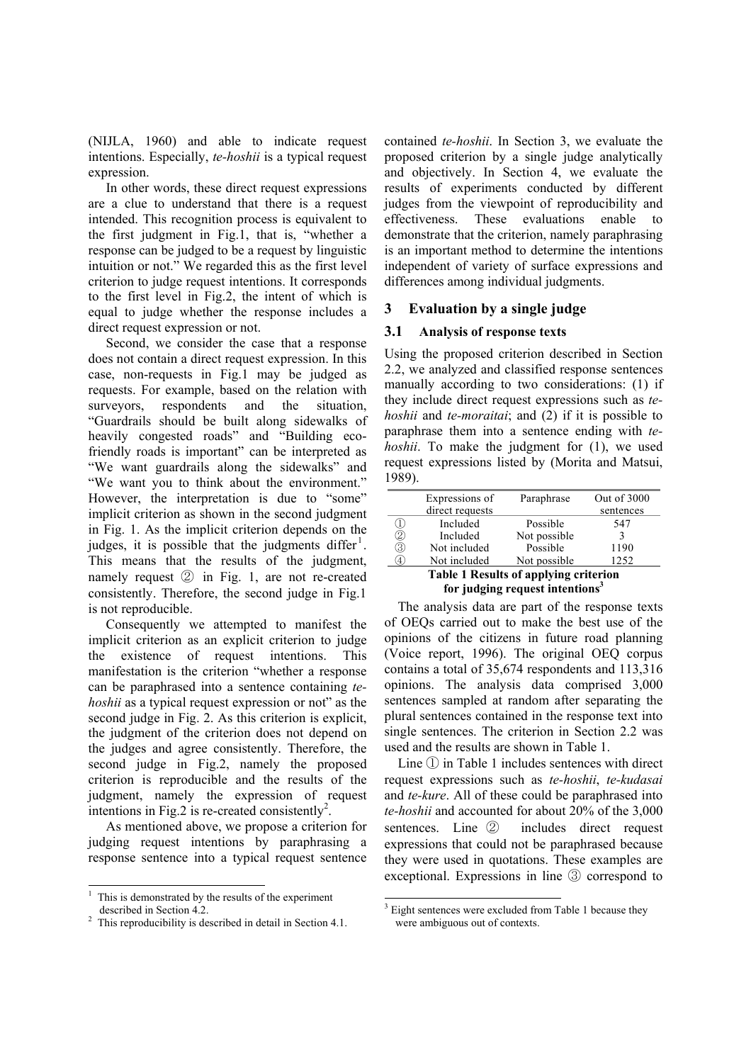(NIJLA, 1960) and able to indicate request intentions. Especially, *te-hoshii* is a typical request expression.

In other words, these direct request expressions are a clue to understand that there is a request intended. This recognition process is equivalent to the first judgment in Fig.1, that is, "whether a response can be judged to be a request by linguistic intuition or not." We regarded this as the first level criterion to judge request intentions. It corresponds to the first level in Fig.2, the intent of which is equal to judge whether the response includes a direct request expression or not.

Second, we consider the case that a response does not contain a direct request expression. In this case, non-requests in Fig.1 may be judged as requests. For example, based on the relation with surveyors, respondents and the situation, "Guardrails should be built along sidewalks of heavily congested roads" and "Building eco-friendly roads is important" can be interpreted as "We want guardrails along the sidewalks" and "We want you to think about the environment." However, the interpretation is due to "some" implicit criterion as shown in the second judgment in Fig. 1. As the implicit criterion depends on the judges, it is possible that the judgments differ[1]. This means that the results of the judgment, namely request ② in Fig. 1, are not re-created consistently. Therefore, the second judge in Fig.1 is not reproducible.

Consequently we attempted to manifest the implicit criterion as an explicit criterion to judge the existence of request intentions. This manifestation is the criterion "whether a response can be paraphrased into a sentence containing *te-hoshii* as a typical request expression or not" as the second judge in Fig. 2. As this criterion is explicit, the judgment of the criterion does not depend on the judges and agree consistently. Therefore, the second judge in Fig.2, namely the proposed criterion is reproducible and the results of the judgment, namely the expression of request intentions in Fig.2 is re-created consistently[2].

As mentioned above, we propose a criterion for judging request intentions by paraphrasing a response sentence into a typical request sentence contained *te-hoshii*. In Section 3, we evaluate the proposed criterion by a single judge analytically and objectively. In Section 4, we evaluate the results of experiments conducted by different judges from the viewpoint of reproducibility and effectiveness. These evaluations enable to demonstrate that the criterion, namely paraphrasing is an important method to determine the intentions independent of variety of surface expressions and differences among individual judgments.

## 3 Evaluation by a single judge

### 3.1 Analysis of response texts

Using the proposed criterion described in Section 2.2, we analyzed and classified response sentences manually according to two considerations: (1) if they include direct request expressions such as *te-hoshii* and *te-moraitai*; and (2) if it is possible to paraphrase them into a sentence ending with *te-hoshii*. To make the judgment for (1), we used request expressions listed by (Morita and Matsui, 1989).

| | Expressions of direct requests | Paraphrase | Out of 3000 sentences |
|---|---|---|---|
| ① | Included | Possible | 547 |
| ② | Included | Not possible | 3 |
| ③ | Not included | Possible | 1190 |
| ④ | Not included | Not possible | 1252 |

**Table 1 Results of applying criterion for judging request intentions[3]**

The analysis data are part of the response texts of OEQs carried out to make the best use of the opinions of the citizens in future road planning (Voice report, 1996). The original OEQ corpus contains a total of 35,674 respondents and 113,316 opinions. The analysis data comprised 3,000 sentences sampled at random after separating the plural sentences contained in the response text into single sentences. The criterion in Section 2.2 was used and the results are shown in Table 1.

Line ① in Table 1 includes sentences with direct request expressions such as *te-hoshii*, *te-kudasai* and *te-kure*. All of these could be paraphrased into *te-hoshii* and accounted for about 20% of the 3,000 sentences. Line ② includes direct request expressions that could not be paraphrased because they were used in quotations. These examples are exceptional. Expressions in line ③ correspond to

---

[1] This is demonstrated by the results of the experiment described in Section 4.2.

[2] This reproducibility is described in detail in Section 4.1.

[3] Eight sentences were excluded from Table 1 because they were ambiguous out of contexts.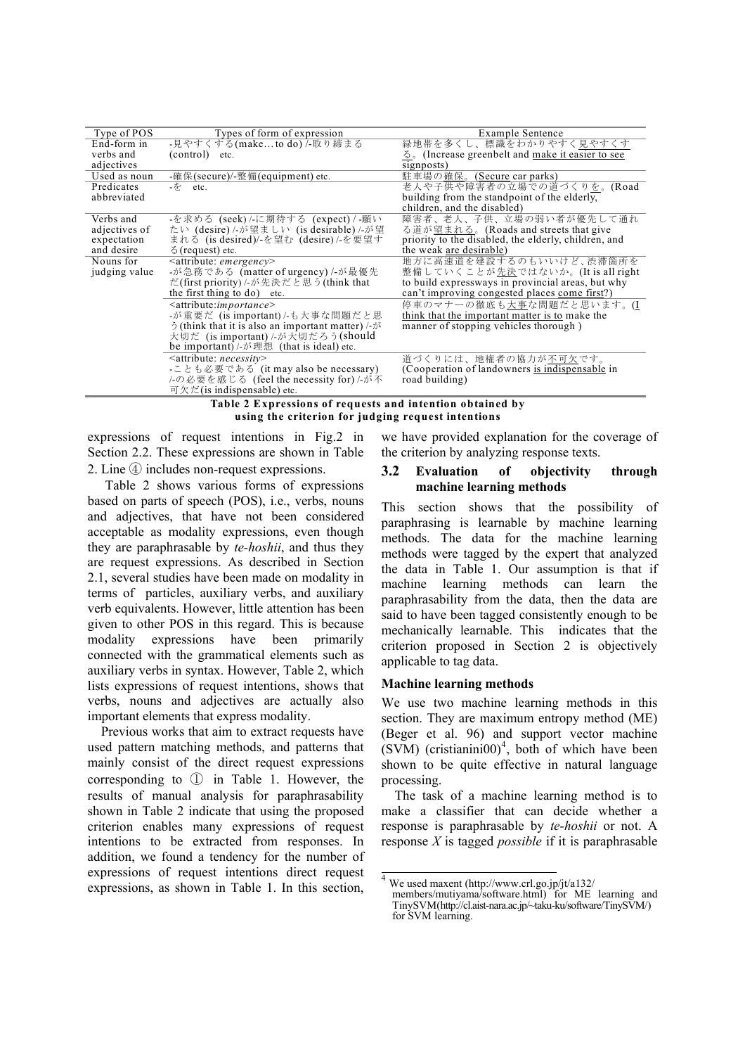| Type of POS | Types of form of expression | Example Sentence |
| --- | --- | --- |
| End-form in verbs and adjectives | -見やすくする(make…to do) /-取り締まる (control) etc. | 緑地帯を多くし、標識をわかりやすく見やすくする。(Increase greenbelt and make it easier to see signposts) |
| Used as noun | -確保(secure)/-整備(equipment) etc. | 駐車場の確保。(Secure car parks) |
| Predicates abbreviated | -を etc. | 老人や子供や障害者の立場での道づくりを。(Road building from the standpoint of the elderly, children, and the disabled) |
| Verbs and adjectives of expectation and desire | -を求める (seek) /-に期待する (expect) / -願いたい (desire) /-が望ましい (is desirable) /-が望まれる (is desired)/-を望む (desire) /-を要望する(request) etc. | 障害者、老人、子供、立場の弱い者が優先して通れる道が望まれる。(Roads and streets that give priority to the disabled, the elderly, children, and the weak are desirable) |
| Nouns for judging value | <attribute: *emergency*> -が急務である (matter of urgency) /-が最優先だ(first priority) /-が先決だと思う(think that the first thing to do) etc. | 地方に高速道を建設するのもいいけど、渋滞箇所を整備していくことが先決ではないか。(It is all right to build expressways in provincial areas, but why can't improving congested places come first?) |
| | <attribute:*importance*> -が重要だ (is important) /-も大事な問題だと思う(think that it is also an important matter) /-が大切だ (is important) /-が大切だろう(should be important) /-が理想 (that is ideal) etc. | 停車のマナーの徹底も大事な問題だと思います。(I think that the important matter is to make the manner of stopping vehicles thorough ) |
| | <attribute: *necessity*> -ことも必要である (it may also be necessary) /-の必要を感じる (feel the necessity for) /-が不可欠だ(is indispensable) etc. | 道づくりには、地権者の協力が不可欠です。(Cooperation of landowners is indispensable in road building) |

**Table 2 Expressions of requests and intention obtained by using the criterion for judging request intentions**

expressions of request intentions in Fig.2 in Section 2.2. These expressions are shown in Table 2. Line ④ includes non-request expressions.

Table 2 shows various forms of expressions based on parts of speech (POS), i.e., verbs, nouns and adjectives, that have not been considered acceptable as modality expressions, even though they are paraphrasable by *te-hoshii*, and thus they are request expressions. As described in Section 2.1, several studies have been made on modality in terms of particles, auxiliary verbs, and auxiliary verb equivalents. However, little attention has been given to other POS in this regard. This is because modality expressions have been primarily connected with the grammatical elements such as auxiliary verbs in syntax. However, Table 2, which lists expressions of request intentions, shows that verbs, nouns and adjectives are actually also important elements that express modality.

Previous works that aim to extract requests have used pattern matching methods, and patterns that mainly consist of the direct request expressions corresponding to ① in Table 1. However, the results of manual analysis for paraphrasability shown in Table 2 indicate that using the proposed criterion enables many expressions of request intentions to be extracted from responses. In addition, we found a tendency for the number of expressions of request intentions direct request expressions, as shown in Table 1. In this section, we have provided explanation for the coverage of the criterion by analyzing response texts.

### 3.2 Evaluation of objectivity through machine learning methods

This section shows that the possibility of paraphrasing is learnable by machine learning methods. The data for the machine learning methods were tagged by the expert that analyzed the data in Table 1. Our assumption is that if machine learning methods can learn the paraphrasability from the data, then the data are said to have been tagged consistently enough to be mechanically learnable. This indicates that the criterion proposed in Section 2 is objectively applicable to tag data.

**Machine learning methods**

We use two machine learning methods in this section. They are maximum entropy method (ME) (Beger et al. 96) and support vector machine (SVM) (cristianini00)[4], both of which have been shown to be quite effective in natural language processing.

The task of a machine learning method is to make a classifier that can decide whether a response is paraphrasable by *te-hoshii* or not. A response *X* is tagged *possible* if it is paraphrasable

[4] We used maxent (http://www.crl.go.jp/jt/a132/members/mutiyama/software.html) for ME learning and TinySVM(http://cl.aist-nara.ac.jp/~taku-ku/software/TinySVM/) for SVM learning.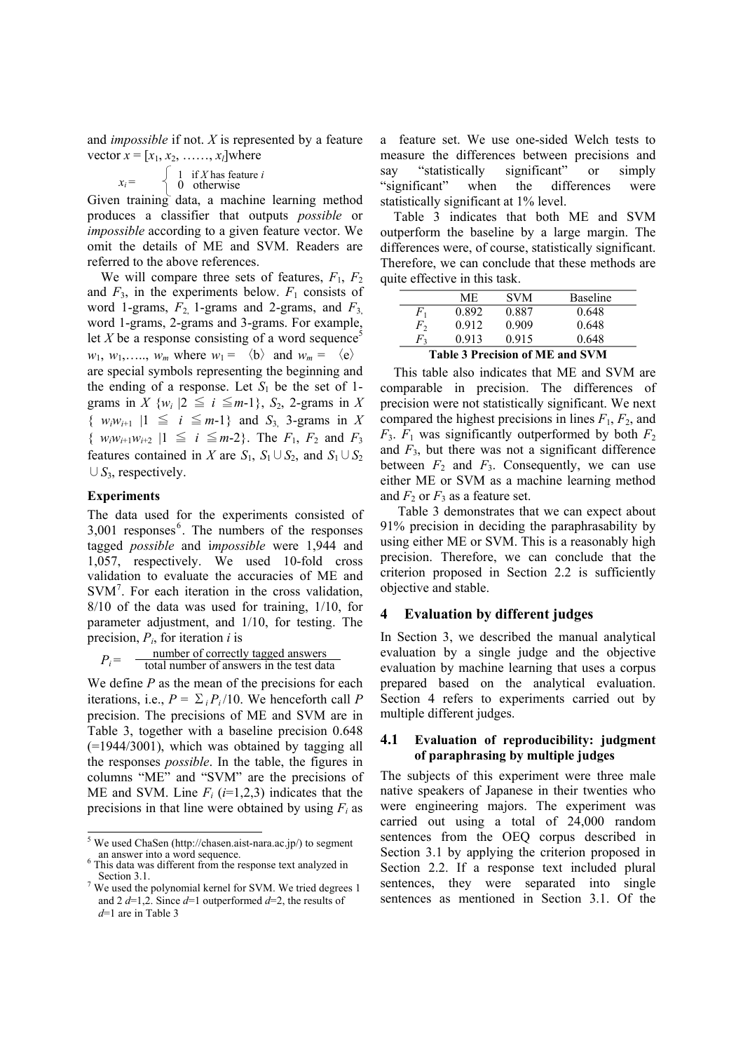and *impossible* if not. $X$ is represented by a feature vector $x = [x_1, x_2, \ldots\ldots, x_l]$where

$$x_i = \begin{cases} 1 & \text{if } X \text{ has feature } i \\ 0 & \text{otherwise} \end{cases}$$

Given training data, a machine learning method produces a classifier that outputs *possible* or *impossible* according to a given feature vector. We omit the details of ME and SVM. Readers are referred to the above references.

We will compare three sets of features, $F_1$, $F_2$ and $F_3$, in the experiments below. $F_1$ consists of word 1-grams, $F_2$, 1-grams and 2-grams, and $F_3$, word 1-grams, 2-grams and 3-grams. For example, let $X$ be a response consisting of a word sequence[5] $w_1, w_1, \ldots, w_m$ where $w_1 = \langle \text{b} \rangle$ and $w_m = \langle \text{e} \rangle$ are special symbols representing the beginning and the ending of a response. Let $S_1$ be the set of 1-grams in $X$ $\{w_i \mid 2 \leqq i \leqq m\text{-}1\}$, $S_2$, 2-grams in $X$ $\{w_i w_{i+1} \mid 1 \leqq i \leqq m\text{-}1\}$ and $S_3$, 3-grams in $X$ $\{w_i w_{i+1} w_{i+2} \mid 1 \leqq i \leqq m\text{-}2\}$. The $F_1$, $F_2$ and $F_3$ features contained in $X$ are $S_1$, $S_1 \cup S_2$, and $S_1 \cup S_2 \cup S_3$, respectively.

### Experiments

The data used for the experiments consisted of 3,001 responses[6]. The numbers of the responses tagged *possible* and *impossible* were 1,944 and 1,057, respectively. We used 10-fold cross validation to evaluate the accuracies of ME and SVM[7]. For each iteration in the cross validation, 8/10 of the data was used for training, 1/10, for parameter adjustment, and 1/10, for testing. The precision, $P_i$, for iteration $i$ is

$$P_i = \frac{\text{number of correctly tagged answers}}{\text{total number of answers in the test data}}$$

We define $P$ as the mean of the precisions for each iterations, i.e., $P = \Sigma_i P_i / 10$. We henceforth call $P$ precision. The precisions of ME and SVM are in Table 3, together with a baseline precision 0.648 (=1944/3001), which was obtained by tagging all the responses *possible*. In the table, the figures in columns "ME" and "SVM" are the precisions of ME and SVM. Line $F_i$ ($i$=1,2,3) indicates that the precisions in that line were obtained by using $F_i$ as a feature set. We use one-sided Welch tests to measure the differences between precisions and say "statistically significant" or simply "significant" when the differences were statistically significant at 1% level.

Table 3 indicates that both ME and SVM outperform the baseline by a large margin. The differences were, of course, statistically significant. Therefore, we can conclude that these methods are quite effective in this task.

| | ME | SVM | Baseline |
|---|---|---|---|
| $F_1$ | 0.892 | 0.887 | 0.648 |
| $F_2$ | 0.912 | 0.909 | 0.648 |
| $F_3$ | 0.913 | 0.915 | 0.648 |

**Table 3 Precision of ME and SVM**

This table also indicates that ME and SVM are comparable in precision. The differences of precision were not statistically significant. We next compared the highest precisions in lines $F_1$, $F_2$, and $F_3$. $F_1$ was significantly outperformed by both $F_2$ and $F_3$, but there was not a significant difference between $F_2$ and $F_3$. Consequently, we can use either ME or SVM as a machine learning method and $F_2$ or $F_3$ as a feature set.

Table 3 demonstrates that we can expect about 91% precision in deciding the paraphrasability by using either ME or SVM. This is a reasonably high precision. Therefore, we can conclude that the criterion proposed in Section 2.2 is sufficiently objective and stable.

## 4 Evaluation by different judges

In Section 3, we described the manual analytical evaluation by a single judge and the objective evaluation by machine learning that uses a corpus prepared based on the analytical evaluation. Section 4 refers to experiments carried out by multiple different judges.

### 4.1 Evaluation of reproducibility: judgment of paraphrasing by multiple judges

The subjects of this experiment were three male native speakers of Japanese in their twenties who were engineering majors. The experiment was carried out using a total of 24,000 random sentences from the OEQ corpus described in Section 3.1 by applying the criterion proposed in Section 2.2. If a response text included plural sentences, they were separated into single sentences as mentioned in Section 3.1. Of the

---

[5] We used ChaSen (http://chasen.aist-nara.ac.jp/) to segment an answer into a word sequence.

[6] This data was different from the response text analyzed in Section 3.1.

[7] We used the polynomial kernel for SVM. We tried degrees 1 and 2 $d$=1,2. Since $d$=1 outperformed $d$=2, the results of $d$=1 are in Table 3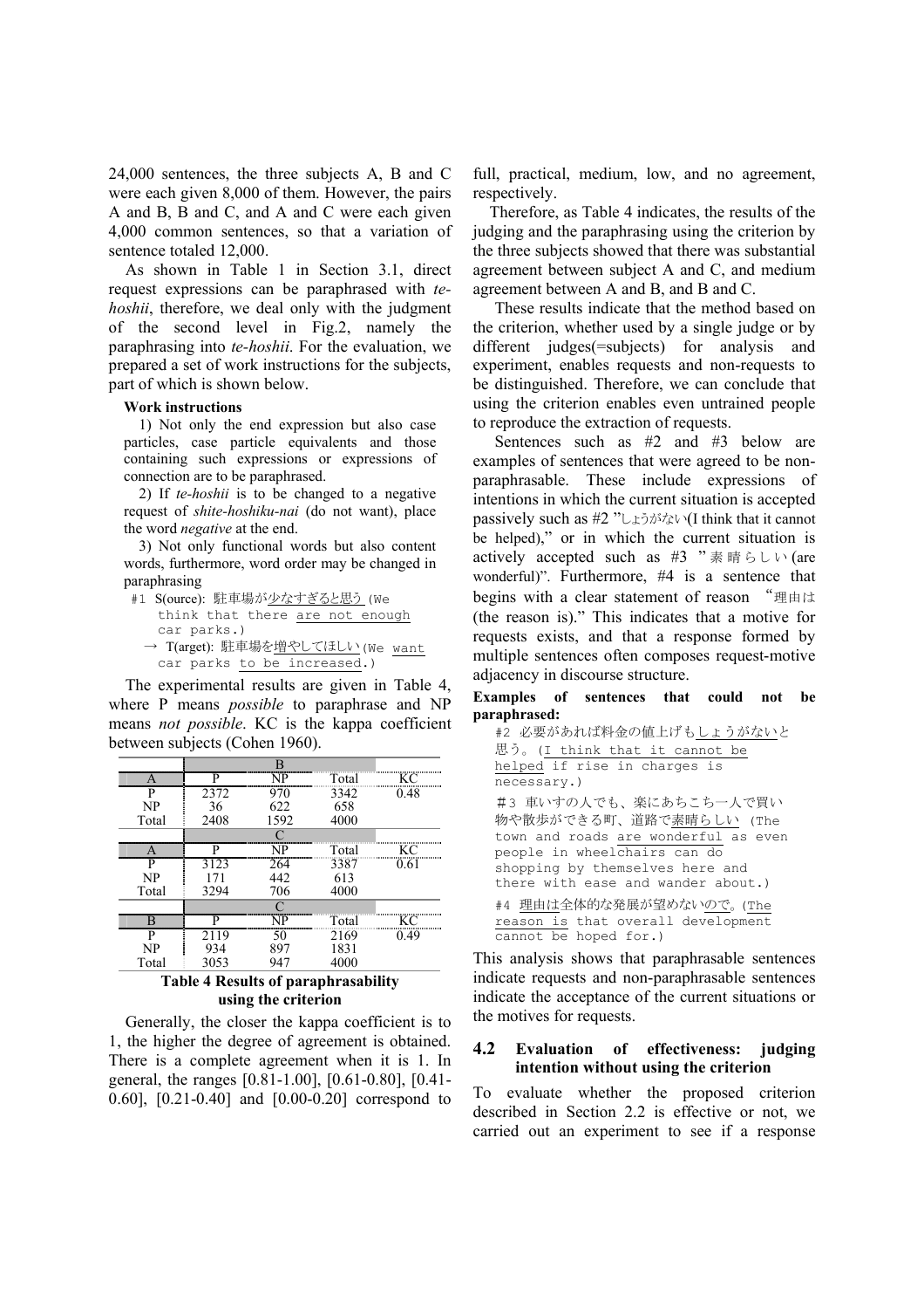24,000 sentences, the three subjects A, B and C were each given 8,000 of them. However, the pairs A and B, B and C, and A and C were each given 4,000 common sentences, so that a variation of sentence totaled 12,000.

As shown in Table 1 in Section 3.1, direct request expressions can be paraphrased with *te-hoshii*, therefore, we deal only with the judgment of the second level in Fig.2, namely the paraphrasing into *te-hoshii*. For the evaluation, we prepared a set of work instructions for the subjects, part of which is shown below.

**Work instructions**

1) Not only the end expression but also case particles, case particle equivalents and those containing such expressions or expressions of connection are to be paraphrased.

2) If *te-hoshii* is to be changed to a negative request of *shite-hoshiku-nai* (do not want), place the word *negative* at the end.

3) Not only functional words but also content words, furthermore, word order may be changed in paraphrasing

#1 S(ource): 駐車場が少なすぎると思う (We think that there are not enough car parks.)

→ T(arget): 駐車場を増やしてほしい (We want car parks to be increased.)

The experimental results are given in Table 4, where P means *possible* to paraphrase and NP means *not possible*. KC is the kappa coefficient between subjects (Cohen 1960).

| | B | | | |
|---|---|---|---|---|
| A | P | NP | Total | KC |
| P | 2372 | 970 | 3342 | 0.48 |
| NP | 36 | 622 | 658 | |
| Total | 2408 | 1592 | 4000 | |
| | C | | | |
| A | P | NP | Total | KC |
| P | 3123 | 264 | 3387 | 0.61 |
| NP | 171 | 442 | 613 | |
| Total | 3294 | 706 | 4000 | |
| | C | | | |
| B | P | NP | Total | KC |
| P | 2119 | 50 | 2169 | 0.49 |
| NP | 934 | 897 | 1831 | |
| Total | 3053 | 947 | 4000 | |

**Table 4 Results of paraphrasability using the criterion**

Generally, the closer the kappa coefficient is to 1, the higher the degree of agreement is obtained. There is a complete agreement when it is 1. In general, the ranges [0.81-1.00], [0.61-0.80], [0.41-0.60], [0.21-0.40] and [0.00-0.20] correspond to full, practical, medium, low, and no agreement, respectively.

Therefore, as Table 4 indicates, the results of the judging and the paraphrasing using the criterion by the three subjects showed that there was substantial agreement between subject A and C, and medium agreement between A and B, and B and C.

These results indicate that the method based on the criterion, whether used by a single judge or by different judges(=subjects) for analysis and experiment, enables requests and non-requests to be distinguished. Therefore, we can conclude that using the criterion enables even untrained people to reproduce the extraction of requests.

Sentences such as #2 and #3 below are examples of sentences that were agreed to be non-paraphrasable. These include expressions of intentions in which the current situation is accepted passively such as #2 "しょうがない(I think that it cannot be helped)," or in which the current situation is actively accepted such as #3 "素晴らしい(are wonderful)". Furthermore, #4 is a sentence that begins with a clear statement of reason "理由は (the reason is)." This indicates that a motive for requests exists, and that a response formed by multiple sentences often composes request-motive adjacency in discourse structure.

**Examples of sentences that could not be paraphrased:**

#2 必要があれば料金の値上げもしょうがないと思う。(I think that it cannot be helped if rise in charges is necessary.)

#3 車いすの人でも、楽にあちこち一人で買い物や散歩ができる町、道路で素晴らしい (The town and roads are wonderful as even people in wheelchairs can do shopping by themselves here and there with ease and wander about.)

#4 理由は全体的な発展が望めないので。(The reason is that overall development cannot be hoped for.)

This analysis shows that paraphrasable sentences indicate requests and non-paraphrasable sentences indicate the acceptance of the current situations or the motives for requests.

## 4.2 Evaluation of effectiveness: judging intention without using the criterion

To evaluate whether the proposed criterion described in Section 2.2 is effective or not, we carried out an experiment to see if a response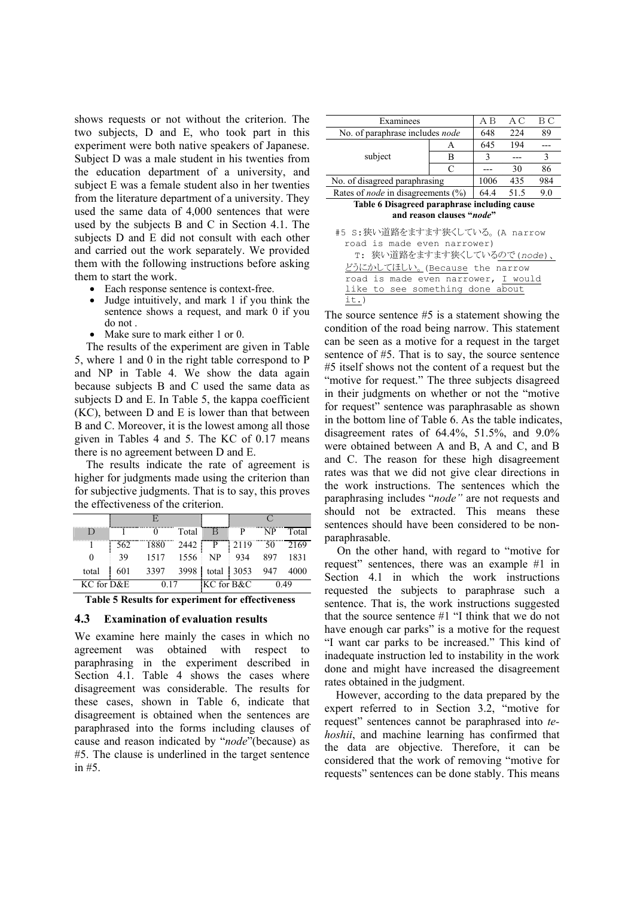shows requests or not without the criterion. The two subjects, D and E, who took part in this experiment were both native speakers of Japanese. Subject D was a male student in his twenties from the education department of a university, and subject E was a female student also in her twenties from the literature department of a university. They used the same data of 4,000 sentences that were used by the subjects B and C in Section 4.1. The subjects D and E did not consult with each other and carried out the work separately. We provided them with the following instructions before asking them to start the work.

- Each response sentence is context-free.
- Judge intuitively, and mark 1 if you think the sentence shows a request, and mark 0 if you do not .
- Make sure to mark either 1 or 0.

The results of the experiment are given in Table 5, where 1 and 0 in the right table correspond to P and NP in Table 4. We show the data again because subjects B and C used the same data as subjects D and E. In Table 5, the kappa coefficient (KC), between D and E is lower than that between B and C. Moreover, it is the lowest among all those given in Tables 4 and 5. The KC of 0.17 means there is no agreement between D and E.

The results indicate the rate of agreement is higher for judgments made using the criterion than for subjective judgments. That is to say, this proves the effectiveness of the criterion.

| D | E: 1 | E: 0 | Total | B | C: P | C: NP | Total |
|---|---|---|---|---|---|---|---|
| 1 | 562 | 1880 | 2442 | P | 2119 | 50 | 2169 |
| 0 | 39 | 1517 | 1556 | NP | 934 | 897 | 1831 |
| total | 601 | 3397 | 3998 | total | 3053 | 947 | 4000 |
| KC for D&E | | 0.17 | | KC for B&C | | 0.49 | |

**Table 5 Results for experiment for effectiveness**

### 4.3 Examination of evaluation results

We examine here mainly the cases in which no agreement was obtained with respect to paraphrasing in the experiment described in Section 4.1. Table 4 shows the cases where disagreement was considerable. The results for these cases, shown in Table 6, indicate that disagreement is obtained when the sentences are paraphrased into the forms including clauses of cause and reason indicated by "*node*"(because) as #5. The clause is underlined in the target sentence in #5.

| Examinees | | A B | A C | B C |
|---|---|---|---|---|
| No. of paraphrase includes *node* | | 648 | 224 | 89 |
| subject | A | 645 | 194 | --- |
| | B | 3 | --- | 3 |
| | C | --- | 30 | 86 |
| No. of disagreed paraphrasing | | 1006 | 435 | 984 |
| Rates of *node* in disagreements (%) | | 64.4 | 51.5 | 9.0 |

**Table 6 Disagreed paraphrase including cause and reason clauses "*node*"**

#5 S:狭い道路をますます狭くしている。(A narrow road is made even narrower)
T: 狭い道路をますます狭くしているので(*node*)、<u>どうにかしてほしい。</u>(<u>Because</u> the narrow road is made even narrower, <u>I would like to see something done about it.</u>)

The source sentence #5 is a statement showing the condition of the road being narrow. This statement can be seen as a motive for a request in the target sentence of #5. That is to say, the source sentence #5 itself shows not the content of a request but the "motive for request." The three subjects disagreed in their judgments on whether or not the "motive for request" sentence was paraphrasable as shown in the bottom line of Table 6. As the table indicates, disagreement rates of 64.4%, 51.5%, and 9.0% were obtained between A and B, A and C, and B and C. The reason for these high disagreement rates was that we did not give clear directions in the work instructions. The sentences which the paraphrasing includes "*node"* are not requests and should not be extracted. This means these sentences should have been considered to be non-paraphrasable.

On the other hand, with regard to "motive for request" sentences, there was an example #1 in Section 4.1 in which the work instructions requested the subjects to paraphrase such a sentence. That is, the work instructions suggested that the source sentence #1 "I think that we do not have enough car parks" is a motive for the request "I want car parks to be increased." This kind of inadequate instruction led to instability in the work done and might have increased the disagreement rates obtained in the judgment.

However, according to the data prepared by the expert referred to in Section 3.2, "motive for request" sentences cannot be paraphrased into *te-hoshii*, and machine learning has confirmed that the data are objective. Therefore, it can be considered that the work of removing "motive for requests" sentences can be done stably. This means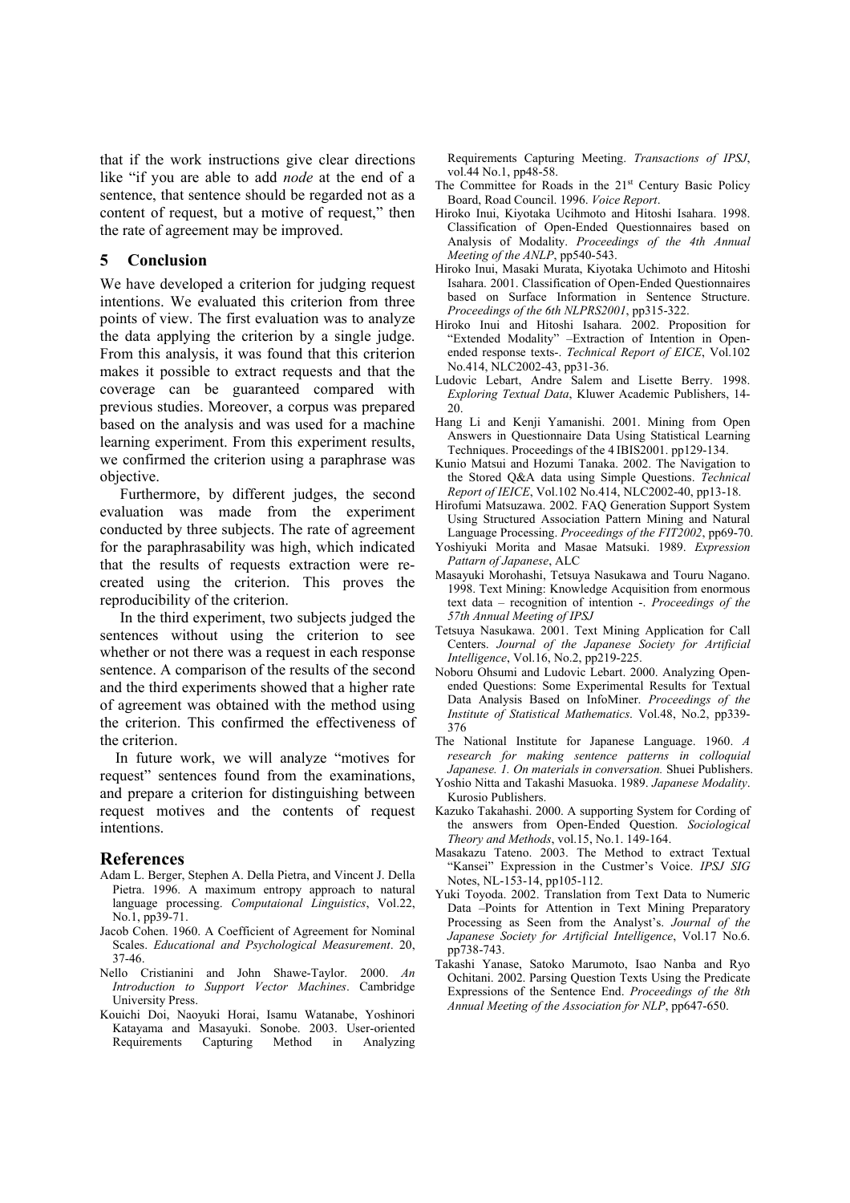that if the work instructions give clear directions like "if you are able to add *node* at the end of a sentence, that sentence should be regarded not as a content of request, but a motive of request," then the rate of agreement may be improved.

## 5 Conclusion

We have developed a criterion for judging request intentions. We evaluated this criterion from three points of view. The first evaluation was to analyze the data applying the criterion by a single judge. From this analysis, it was found that this criterion makes it possible to extract requests and that the coverage can be guaranteed compared with previous studies. Moreover, a corpus was prepared based on the analysis and was used for a machine learning experiment. From this experiment results, we confirmed the criterion using a paraphrase was objective.

Furthermore, by different judges, the second evaluation was made from the experiment conducted by three subjects. The rate of agreement for the paraphrasability was high, which indicated that the results of requests extraction were re-created using the criterion. This proves the reproducibility of the criterion.

In the third experiment, two subjects judged the sentences without using the criterion to see whether or not there was a request in each response sentence. A comparison of the results of the second and the third experiments showed that a higher rate of agreement was obtained with the method using the criterion. This confirmed the effectiveness of the criterion.

In future work, we will analyze "motives for request" sentences found from the examinations, and prepare a criterion for distinguishing between request motives and the contents of request intentions.

## References

Adam L. Berger, Stephen A. Della Pietra, and Vincent J. Della Pietra. 1996. A maximum entropy approach to natural language processing. *Computaional Linguistics*, Vol.22, No.1, pp39-71.

Jacob Cohen. 1960. A Coefficient of Agreement for Nominal Scales. *Educational and Psychological Measurement*. 20, 37-46.

Nello Cristianini and John Shawe-Taylor. 2000. *An Introduction to Support Vector Machines*. Cambridge University Press.

Kouichi Doi, Naoyuki Horai, Isamu Watanabe, Yoshinori Katayama and Masayuki. Sonobe. 2003. User-oriented Requirements Capturing Method in Analyzing Requirements Capturing Meeting. *Transactions of IPSJ*, vol.44 No.1, pp48-58.

The Committee for Roads in the 21st Century Basic Policy Board, Road Council. 1996. *Voice Report*.

Hiroko Inui, Kiyotaka Ucihmoto and Hitoshi Isahara. 1998. Classification of Open-Ended Questionnaires based on Analysis of Modality. *Proceedings of the 4th Annual Meeting of the ANLP*, pp540-543.

Hiroko Inui, Masaki Murata, Kiyotaka Uchimoto and Hitoshi Isahara. 2001. Classification of Open-Ended Questionnaires based on Surface Information in Sentence Structure. *Proceedings of the 6th NLPRS2001*, pp315-322.

Hiroko Inui and Hitoshi Isahara. 2002. Proposition for "Extended Modality" –Extraction of Intention in Open-ended response texts-. *Technical Report of EICE*, Vol.102 No.414, NLC2002-43, pp31-36.

Ludovic Lebart, Andre Salem and Lisette Berry. 1998. *Exploring Textual Data*, Kluwer Academic Publishers, 14-20.

Hang Li and Kenji Yamanishi. 2001. Mining from Open Answers in Questionnaire Data Using Statistical Learning Techniques. Proceedings of the 4 IBIS2001. pp129-134.

Kunio Matsui and Hozumi Tanaka. 2002. The Navigation to the Stored Q&A data using Simple Questions. *Technical Report of IEICE*, Vol.102 No.414, NLC2002-40, pp13-18.

Hirofumi Matsuzawa. 2002. FAQ Generation Support System Using Structured Association Pattern Mining and Natural Language Processing. *Proceedings of the FIT2002*, pp69-70.

Yoshiyuki Morita and Masae Matsuki. 1989. *Expression Pattarn of Japanese*, ALC

Masayuki Morohashi, Tetsuya Nasukawa and Touru Nagano. 1998. Text Mining: Knowledge Acquisition from enormous text data – recognition of intention -. *Proceedings of the 57th Annual Meeting of IPSJ*

Tetsuya Nasukawa. 2001. Text Mining Application for Call Centers. *Journal of the Japanese Society for Artificial Intelligence*, Vol.16, No.2, pp219-225.

Noboru Ohsumi and Ludovic Lebart. 2000. Analyzing Open-ended Questions: Some Experimental Results for Textual Data Analysis Based on InfoMiner. *Proceedings of the Institute of Statistical Mathematics*. Vol.48, No.2, pp339-376

The National Institute for Japanese Language. 1960. *A research for making sentence patterns in colloquial Japanese. 1. On materials in conversation.* Shuei Publishers.

Yoshio Nitta and Takashi Masuoka. 1989. *Japanese Modality*. Kurosio Publishers.

Kazuko Takahashi. 2000. A supporting System for Cording of the answers from Open-Ended Question. *Sociological Theory and Methods*, vol.15, No.1. 149-164.

Masakazu Tateno. 2003. The Method to extract Textual "Kansei" Expression in the Custmer's Voice. *IPSJ SIG* Notes, NL-153-14, pp105-112.

Yuki Toyoda. 2002. Translation from Text Data to Numeric Data –Points for Attention in Text Mining Preparatory Processing as Seen from the Analyst's. *Journal of the Japanese Society for Artificial Intelligence*, Vol.17 No.6. pp738-743.

Takashi Yanase, Satoko Marumoto, Isao Nanba and Ryo Ochitani. 2002. Parsing Question Texts Using the Predicate Expressions of the Sentence End. *Proceedings of the 8th Annual Meeting of the Association for NLP*, pp647-650.